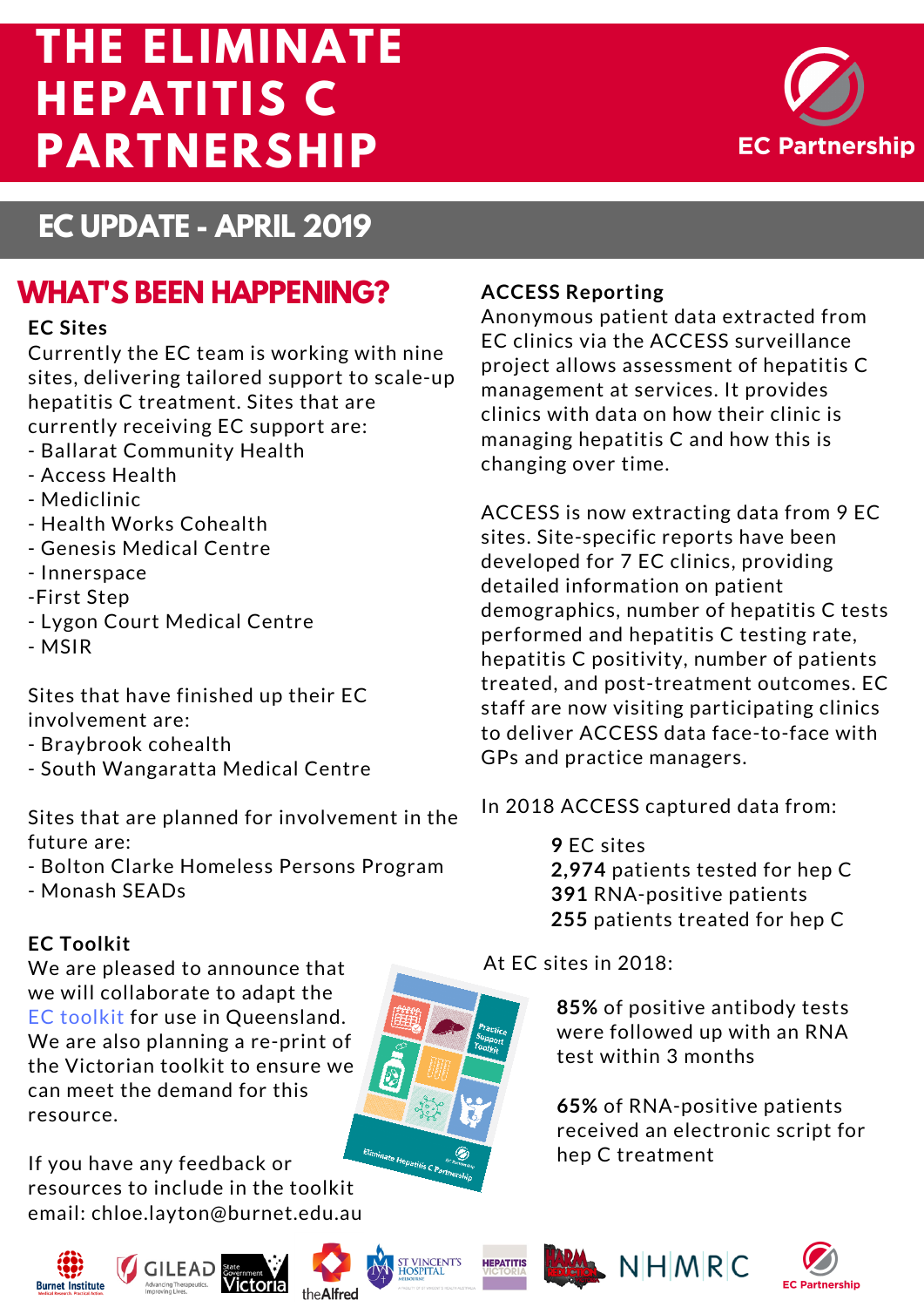# THE ELIMINATE HEPATITIS C PARTNERSHIP

EC Partnership

## EC UPDATE - APRIL 2019

## WHAT'S BEEN HAPPENING?

### EC Sites

Currently the EC team is working with nine sites, delivering tailored support to scale-up hepatitis C treatment. Sites that are currently receiving EC support are:

- Ballarat Community Health
- Access Health
- Mediclinic
- Health Works Cohealth
- Genesis Medical Centre
- Innerspace
- First Step
- Lygon Court Medical Centre
- MSIR

Sites that have finished up their EC involvement are:

- Braybrook cohealth
- South Wangaratta Medical Centre

Sites that are planned for involvement in the future are:

- Bolton Clarke Homeless Persons Program
- Monash SEADs

### EC Toolkit

We are pleased to announce that we will collaborate to adapt the EC toolkit for use in Queensland. We are also planning a re-print of the Victorian toolkit to ensure we can meet the demand for this resource.

If you have any feedback or resources to include in the toolkit email: chloe.layton@burnet.edu.au

### ACCESS Reporting

Anonymous patient data extracted from EC clinics via the ACCESS surveillance project allows assessment of hepatitis C management at services. It provides clinics with data on how their clinic is managing hepatitis C and how this is changing over time.

ACCESS is now extracting data from 9 EC sites. Site-specific reports have been developed for 7 EC clinics, providing detailed information on patient demographics, number of hepatitis C tests performed and hepatitis C testing rate, hepatitis C positivity, number of patients treated, and post-treatment outcomes. EC staff are now visiting participating clinics to deliver ACCESS data face-to-face with GPs and practice managers.

In 2018 ACCESS captured data from:

**9** EC sites
**2,974** patients tested for hep C
**391** RNA-positive patients
**255** patients treated for hep C

At EC sites in 2018:

**85%** of positive antibody tests were followed up with an RNA test within 3 months

**65%** of RNA-positive patients received an electronic script for hep C treatment

Burnet Institute | Gilead | State Government Victoria | The Alfred | St Vincent's Hospital Melbourne | Hepatitis Victoria | Harm Reduction Victoria | NHMRC | EC Partnership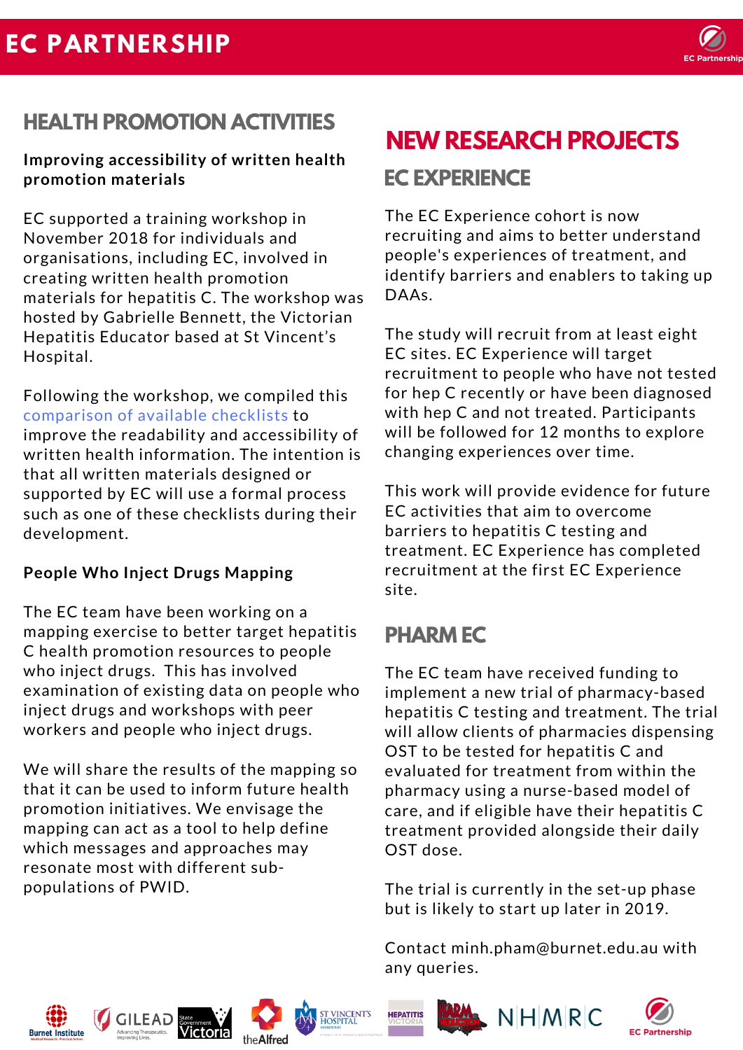## HEALTH PROMOTION ACTIVITIES

**Improving accessibility of written health promotion materials**

EC supported a training workshop in November 2018 for individuals and organisations, including EC, involved in creating written health promotion materials for hepatitis C. The workshop was hosted by Gabrielle Bennett, the Victorian Hepatitis Educator based at St Vincent's Hospital.

Following the workshop, we compiled this comparison of available checklists to improve the readability and accessibility of written health information. The intention is that all written materials designed or supported by EC will use a formal process such as one of these checklists during their development.

**People Who Inject Drugs Mapping**

The EC team have been working on a mapping exercise to better target hepatitis C health promotion resources to people who inject drugs. This has involved examination of existing data on people who inject drugs and workshops with peer workers and people who inject drugs.

We will share the results of the mapping so that it can be used to inform future health promotion initiatives. We envisage the mapping can act as a tool to help define which messages and approaches may resonate most with different sub-populations of PWID.

## NEW RESEARCH PROJECTS

### EC EXPERIENCE

The EC Experience cohort is now recruiting and aims to better understand people's experiences of treatment, and identify barriers and enablers to taking up DAAs.

The study will recruit from at least eight EC sites. EC Experience will target recruitment to people who have not tested for hep C recently or have been diagnosed with hep C and not treated. Participants will be followed for 12 months to explore changing experiences over time.

This work will provide evidence for future EC activities that aim to overcome barriers to hepatitis C testing and treatment. EC Experience has completed recruitment at the first EC Experience site.

### PHARM EC

The EC team have received funding to implement a new trial of pharmacy-based hepatitis C testing and treatment. The trial will allow clients of pharmacies dispensing OST to be tested for hepatitis C and evaluated for treatment from within the pharmacy using a nurse-based model of care, and if eligible have their hepatitis C treatment provided alongside their daily OST dose.

The trial is currently in the set-up phase but is likely to start up later in 2019.

Contact minh.pham@burnet.edu.au with any queries.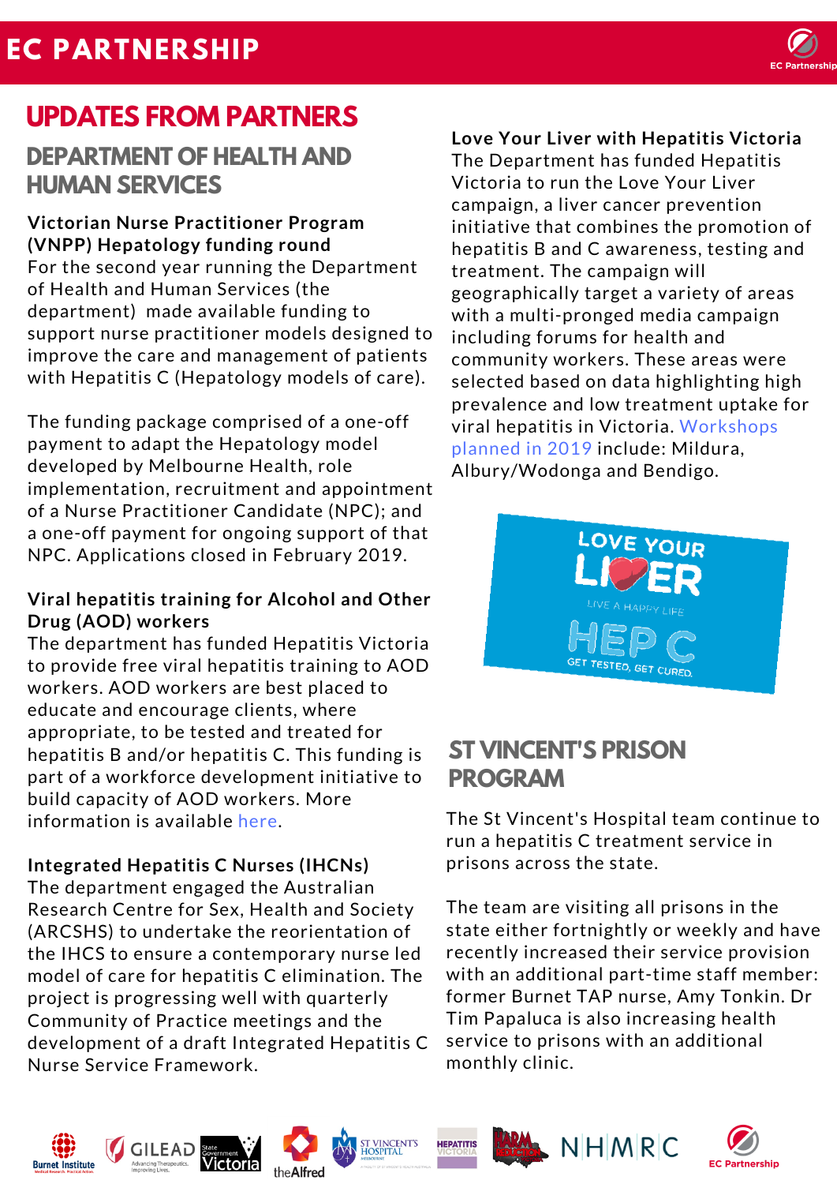# UPDATES FROM PARTNERS

## DEPARTMENT OF HEALTH AND HUMAN SERVICES

**Victorian Nurse Practitioner Program (VNPP) Hepatology funding round**
For the second year running the Department of Health and Human Services (the department) made available funding to support nurse practitioner models designed to improve the care and management of patients with Hepatitis C (Hepatology models of care).

The funding package comprised of a one-off payment to adapt the Hepatology model developed by Melbourne Health, role implementation, recruitment and appointment of a Nurse Practitioner Candidate (NPC); and a one-off payment for ongoing support of that NPC. Applications closed in February 2019.

**Viral hepatitis training for Alcohol and Other Drug (AOD) workers**
The department has funded Hepatitis Victoria to provide free viral hepatitis training to AOD workers. AOD workers are best placed to educate and encourage clients, where appropriate, to be tested and treated for hepatitis B and/or hepatitis C. This funding is part of a workforce development initiative to build capacity of AOD workers. More information is available here.

**Integrated Hepatitis C Nurses (IHCNs)**
The department engaged the Australian Research Centre for Sex, Health and Society (ARCSHS) to undertake the reorientation of the IHCS to ensure a contemporary nurse led model of care for hepatitis C elimination. The project is progressing well with quarterly Community of Practice meetings and the development of a draft Integrated Hepatitis C Nurse Service Framework.

**Love Your Liver with Hepatitis Victoria**
The Department has funded Hepatitis Victoria to run the Love Your Liver campaign, a liver cancer prevention initiative that combines the promotion of hepatitis B and C awareness, testing and treatment. The campaign will geographically target a variety of areas with a multi-pronged media campaign including forums for health and community workers. These areas were selected based on data highlighting high prevalence and low treatment uptake for viral hepatitis in Victoria. Workshops planned in 2019 include: Mildura, Albury/Wodonga and Bendigo.

## ST VINCENT'S PRISON PROGRAM

The St Vincent's Hospital team continue to run a hepatitis C treatment service in prisons across the state.

The team are visiting all prisons in the state either fortnightly or weekly and have recently increased their service provision with an additional part-time staff member: former Burnet TAP nurse, Amy Tonkin. Dr Tim Papaluca is also increasing health service to prisons with an additional monthly clinic.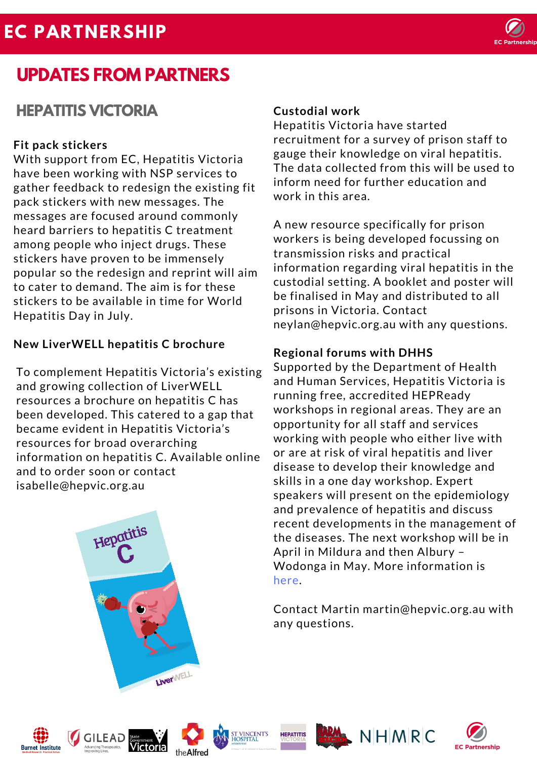# UPDATES FROM PARTNERS

## HEPATITIS VICTORIA

### Fit pack stickers

With support from EC, Hepatitis Victoria have been working with NSP services to gather feedback to redesign the existing fit pack stickers with new messages. The messages are focused around commonly heard barriers to hepatitis C treatment among people who inject drugs. These stickers have proven to be immensely popular so the redesign and reprint will aim to cater to demand. The aim is for these stickers to be available in time for World Hepatitis Day in July.

### New LiverWELL hepatitis C brochure

To complement Hepatitis Victoria's existing and growing collection of LiverWELL resources a brochure on hepatitis C has been developed. This catered to a gap that became evident in Hepatitis Victoria's resources for broad overarching information on hepatitis C. Available online and to order soon or contact isabelle@hepvic.org.au

### Custodial work

Hepatitis Victoria have started recruitment for a survey of prison staff to gauge their knowledge on viral hepatitis. The data collected from this will be used to inform need for further education and work in this area.

A new resource specifically for prison workers is being developed focussing on transmission risks and practical information regarding viral hepatitis in the custodial setting. A booklet and poster will be finalised in May and distributed to all prisons in Victoria. Contact neylan@hepvic.org.au with any questions.

### Regional forums with DHHS

Supported by the Department of Health and Human Services, Hepatitis Victoria is running free, accredited HEPReady workshops in regional areas. They are an opportunity for all staff and services working with people who either live with or are at risk of viral hepatitis and liver disease to develop their knowledge and skills in a one day workshop. Expert speakers will present on the epidemiology and prevalence of hepatitis and discuss recent developments in the management of the diseases. The next workshop will be in April in Mildura and then Albury – Wodonga in May. More information is here.

Contact Martin martin@hepvic.org.au with any questions.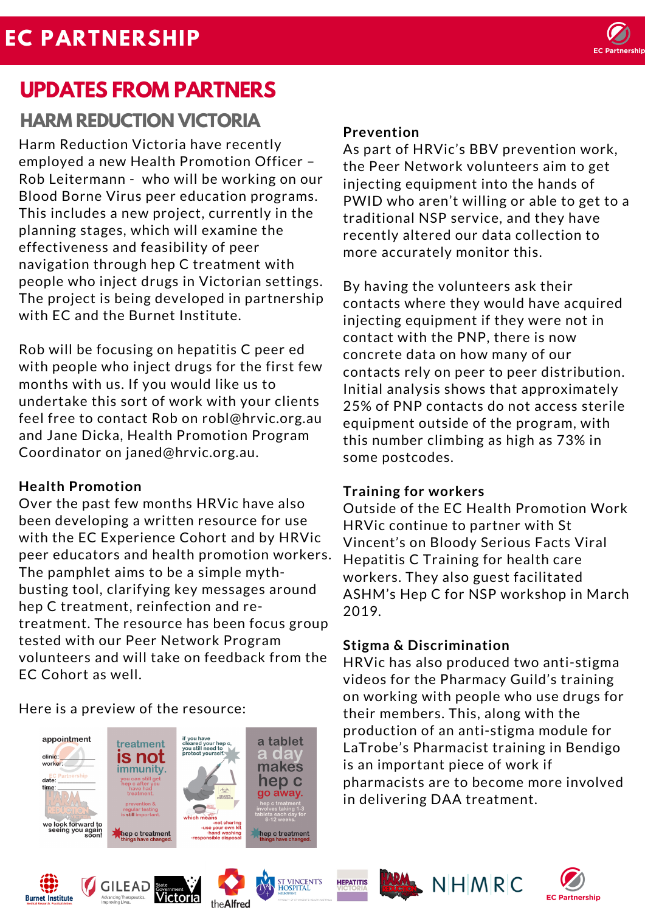# EC PARTNERSHIP

## UPDATES FROM PARTNERS

### HARM REDUCTION VICTORIA

Harm Reduction Victoria have recently employed a new Health Promotion Officer – Rob Leitermann - who will be working on our Blood Borne Virus peer education programs. This includes a new project, currently in the planning stages, which will examine the effectiveness and feasibility of peer navigation through hep C treatment with people who inject drugs in Victorian settings. The project is being developed in partnership with EC and the Burnet Institute.

Rob will be focusing on hepatitis C peer ed with people who inject drugs for the first few months with us. If you would like us to undertake this sort of work with your clients feel free to contact Rob on robl@hrvic.org.au and Jane Dicka, Health Promotion Program Coordinator on janed@hrvic.org.au.

**Health Promotion**

Over the past few months HRVic have also been developing a written resource for use with the EC Experience Cohort and by HRVic peer educators and health promotion workers. The pamphlet aims to be a simple myth-busting tool, clarifying key messages around hep C treatment, reinfection and re-treatment. The resource has been focus group tested with our Peer Network Program volunteers and will take on feedback from the EC Cohort as well.

Here is a preview of the resource:

**Prevention**

As part of HRVic's BBV prevention work, the Peer Network volunteers aim to get injecting equipment into the hands of PWID who aren't willing or able to get to a traditional NSP service, and they have recently altered our data collection to more accurately monitor this.

By having the volunteers ask their contacts where they would have acquired injecting equipment if they were not in contact with the PNP, there is now concrete data on how many of our contacts rely on peer to peer distribution. Initial analysis shows that approximately 25% of PNP contacts do not access sterile equipment outside of the program, with this number climbing as high as 73% in some postcodes.

**Training for workers**

Outside of the EC Health Promotion Work HRVic continue to partner with St Vincent's on Bloody Serious Facts Viral Hepatitis C Training for health care workers. They also guest facilitated ASHM's Hep C for NSP workshop in March 2019.

**Stigma & Discrimination**

HRVic has also produced two anti-stigma videos for the Pharmacy Guild's training on working with people who use drugs for their members. This, along with the production of an anti-stigma module for LaTrobe's Pharmacist training in Bendigo is an important piece of work if pharmacists are to become more involved in delivering DAA treatment.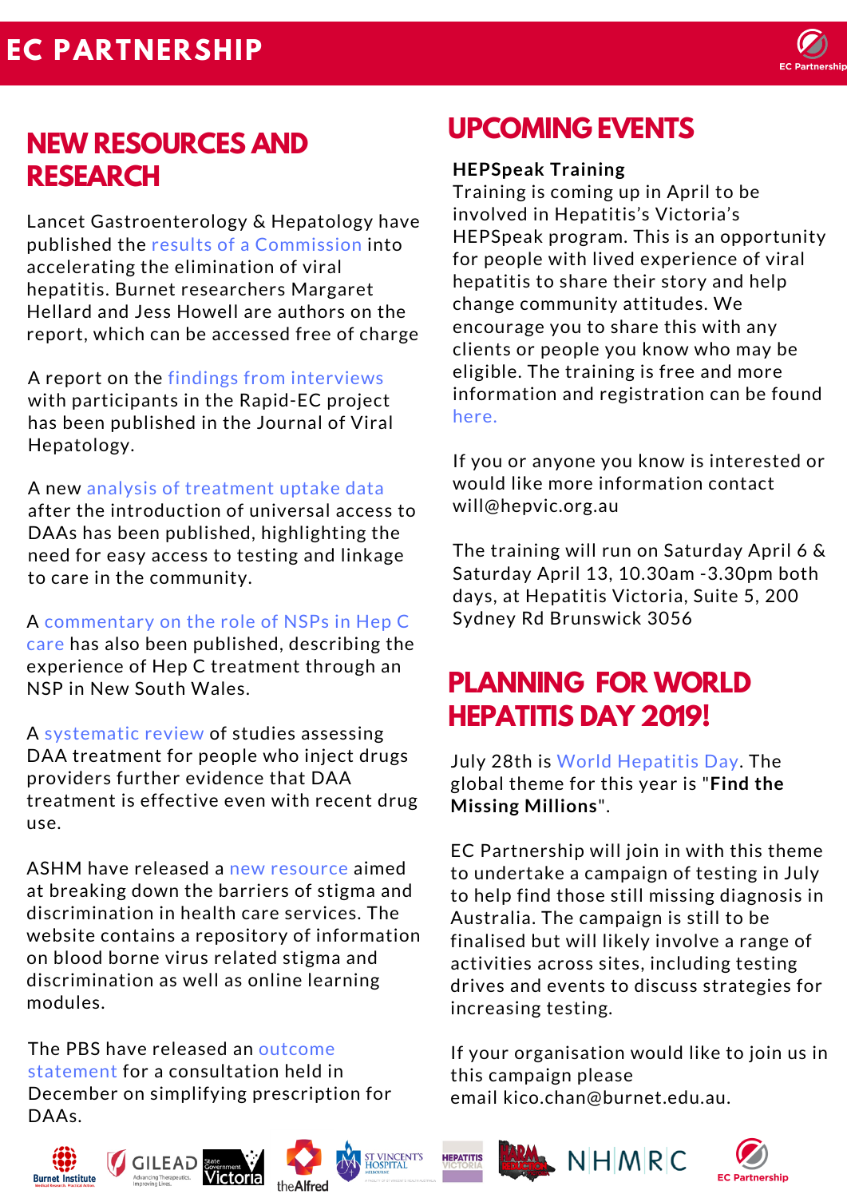# EC PARTNERSHIP

## NEW RESOURCES AND RESEARCH

Lancet Gastroenterology & Hepatology have published the results of a Commission into accelerating the elimination of viral hepatitis. Burnet researchers Margaret Hellard and Jess Howell are authors on the report, which can be accessed free of charge

A report on the findings from interviews with participants in the Rapid-EC project has been published in the Journal of Viral Hepatology.

A new analysis of treatment uptake data after the introduction of universal access to DAAs has been published, highlighting the need for easy access to testing and linkage to care in the community.

A commentary on the role of NSPs in Hep C care has also been published, describing the experience of Hep C treatment through an NSP in New South Wales.

A systematic review of studies assessing DAA treatment for people who inject drugs providers further evidence that DAA treatment is effective even with recent drug use.

ASHM have released a new resource aimed at breaking down the barriers of stigma and discrimination in health care services. The website contains a repository of information on blood borne virus related stigma and discrimination as well as online learning modules.

The PBS have released an outcome statement for a consultation held in December on simplifying prescription for DAAs.

## UPCOMING EVENTS

**HEPSpeak Training**
Training is coming up in April to be involved in Hepatitis's Victoria's HEPSpeak program. This is an opportunity for people with lived experience of viral hepatitis to share their story and help change community attitudes. We encourage you to share this with any clients or people you know who may be eligible. The training is free and more information and registration can be found here.

If you or anyone you know is interested or would like more information contact will@hepvic.org.au

The training will run on Saturday April 6 & Saturday April 13, 10.30am -3.30pm both days, at Hepatitis Victoria, Suite 5, 200 Sydney Rd Brunswick 3056

## PLANNING FOR WORLD HEPATITIS DAY 2019!

July 28th is World Hepatitis Day. The global theme for this year is "**Find the Missing Millions**".

EC Partnership will join in with this theme to undertake a campaign of testing in July to help find those still missing diagnosis in Australia. The campaign is still to be finalised but will likely involve a range of activities across sites, including testing drives and events to discuss strategies for increasing testing.

If your organisation would like to join us in this campaign please email kico.chan@burnet.edu.au.